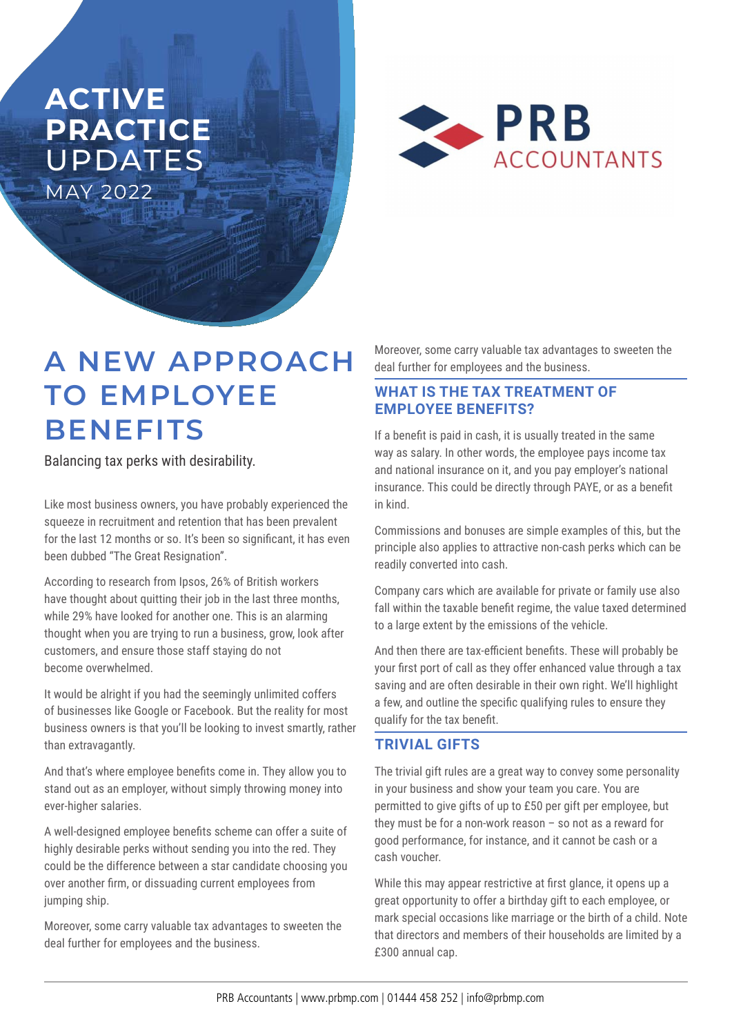# ACTIVE PRACTICE UPDATES

MAY 2022

PRB ACCOUNTANTS

# A NEW APPROACH TO EMPLOYEE BENEFITS

Balancing tax perks with desirability.

Like most business owners, you have probably experienced the squeeze in recruitment and retention that has been prevalent for the last 12 months or so. It's been so significant, it has even been dubbed "The Great Resignation".

According to research from Ipsos, 26% of British workers have thought about quitting their job in the last three months, while 29% have looked for another one. This is an alarming thought when you are trying to run a business, grow, look after customers, and ensure those staff staying do not become overwhelmed.

It would be alright if you had the seemingly unlimited coffers of businesses like Google or Facebook. But the reality for most business owners is that you'll be looking to invest smartly, rather than extravagantly.

And that's where employee benefits come in. They allow you to stand out as an employer, without simply throwing money into ever-higher salaries.

A well-designed employee benefits scheme can offer a suite of highly desirable perks without sending you into the red. They could be the difference between a star candidate choosing you over another firm, or dissuading current employees from jumping ship.

Moreover, some carry valuable tax advantages to sweeten the deal further for employees and the business.

## WHAT IS THE TAX TREATMENT OF EMPLOYEE BENEFITS?

If a benefit is paid in cash, it is usually treated in the same way as salary. In other words, the employee pays income tax and national insurance on it, and you pay employer's national insurance. This could be directly through PAYE, or as a benefit in kind.

Commissions and bonuses are simple examples of this, but the principle also applies to attractive non-cash perks which can be readily converted into cash.

Company cars which are available for private or family use also fall within the taxable benefit regime, the value taxed determined to a large extent by the emissions of the vehicle.

And then there are tax-efficient benefits. These will probably be your first port of call as they offer enhanced value through a tax saving and are often desirable in their own right. We'll highlight a few, and outline the specific qualifying rules to ensure they qualify for the tax benefit.

## TRIVIAL GIFTS

The trivial gift rules are a great way to convey some personality in your business and show your team you care. You are permitted to give gifts of up to £50 per gift per employee, but they must be for a non-work reason – so not as a reward for good performance, for instance, and it cannot be cash or a cash voucher.

While this may appear restrictive at first glance, it opens up a great opportunity to offer a birthday gift to each employee, or mark special occasions like marriage or the birth of a child. Note that directors and members of their households are limited by a £300 annual cap.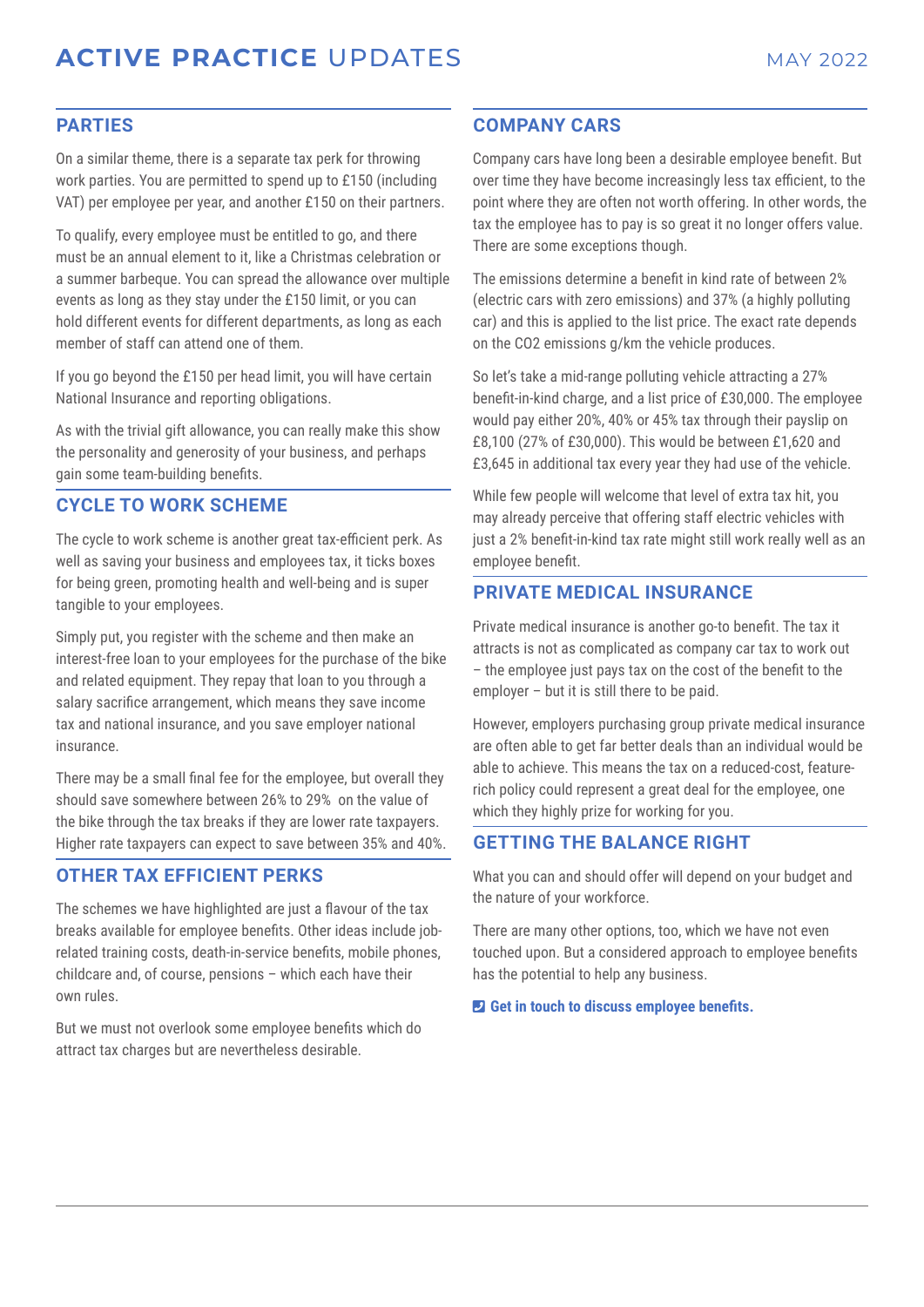## PARTIES

On a similar theme, there is a separate tax perk for throwing work parties. You are permitted to spend up to £150 (including VAT) per employee per year, and another £150 on their partners.

To qualify, every employee must be entitled to go, and there must be an annual element to it, like a Christmas celebration or a summer barbeque. You can spread the allowance over multiple events as long as they stay under the £150 limit, or you can hold different events for different departments, as long as each member of staff can attend one of them.

If you go beyond the £150 per head limit, you will have certain National Insurance and reporting obligations.

As with the trivial gift allowance, you can really make this show the personality and generosity of your business, and perhaps gain some team-building benefits.

## CYCLE TO WORK SCHEME

The cycle to work scheme is another great tax-efficient perk. As well as saving your business and employees tax, it ticks boxes for being green, promoting health and well-being and is super tangible to your employees.

Simply put, you register with the scheme and then make an interest-free loan to your employees for the purchase of the bike and related equipment. They repay that loan to you through a salary sacrifice arrangement, which means they save income tax and national insurance, and you save employer national insurance.

There may be a small final fee for the employee, but overall they should save somewhere between 26% to 29% on the value of the bike through the tax breaks if they are lower rate taxpayers. Higher rate taxpayers can expect to save between 35% and 40%.

## OTHER TAX EFFICIENT PERKS

The schemes we have highlighted are just a flavour of the tax breaks available for employee benefits. Other ideas include job-related training costs, death-in-service benefits, mobile phones, childcare and, of course, pensions – which each have their own rules.

But we must not overlook some employee benefits which do attract tax charges but are nevertheless desirable.

## COMPANY CARS

Company cars have long been a desirable employee benefit. But over time they have become increasingly less tax efficient, to the point where they are often not worth offering. In other words, the tax the employee has to pay is so great it no longer offers value. There are some exceptions though.

The emissions determine a benefit in kind rate of between 2% (electric cars with zero emissions) and 37% (a highly polluting car) and this is applied to the list price. The exact rate depends on the $CO_2$ emissions g/km the vehicle produces.

So let's take a mid-range polluting vehicle attracting a 27% benefit-in-kind charge, and a list price of £30,000. The employee would pay either 20%, 40% or 45% tax through their payslip on £8,100 (27% of £30,000). This would be between £1,620 and £3,645 in additional tax every year they had use of the vehicle.

While few people will welcome that level of extra tax hit, you may already perceive that offering staff electric vehicles with just a 2% benefit-in-kind tax rate might still work really well as an employee benefit.

## PRIVATE MEDICAL INSURANCE

Private medical insurance is another go-to benefit. The tax it attracts is not as complicated as company car tax to work out – the employee just pays tax on the cost of the benefit to the employer – but it is still there to be paid.

However, employers purchasing group private medical insurance are often able to get far better deals than an individual would be able to achieve. This means the tax on a reduced-cost, feature-rich policy could represent a great deal for the employee, one which they highly prize for working for you.

## GETTING THE BALANCE RIGHT

What you can and should offer will depend on your budget and the nature of your workforce.

There are many other options, too, which we have not even touched upon. But a considered approach to employee benefits has the potential to help any business.

**Get in touch to discuss employee benefits.**